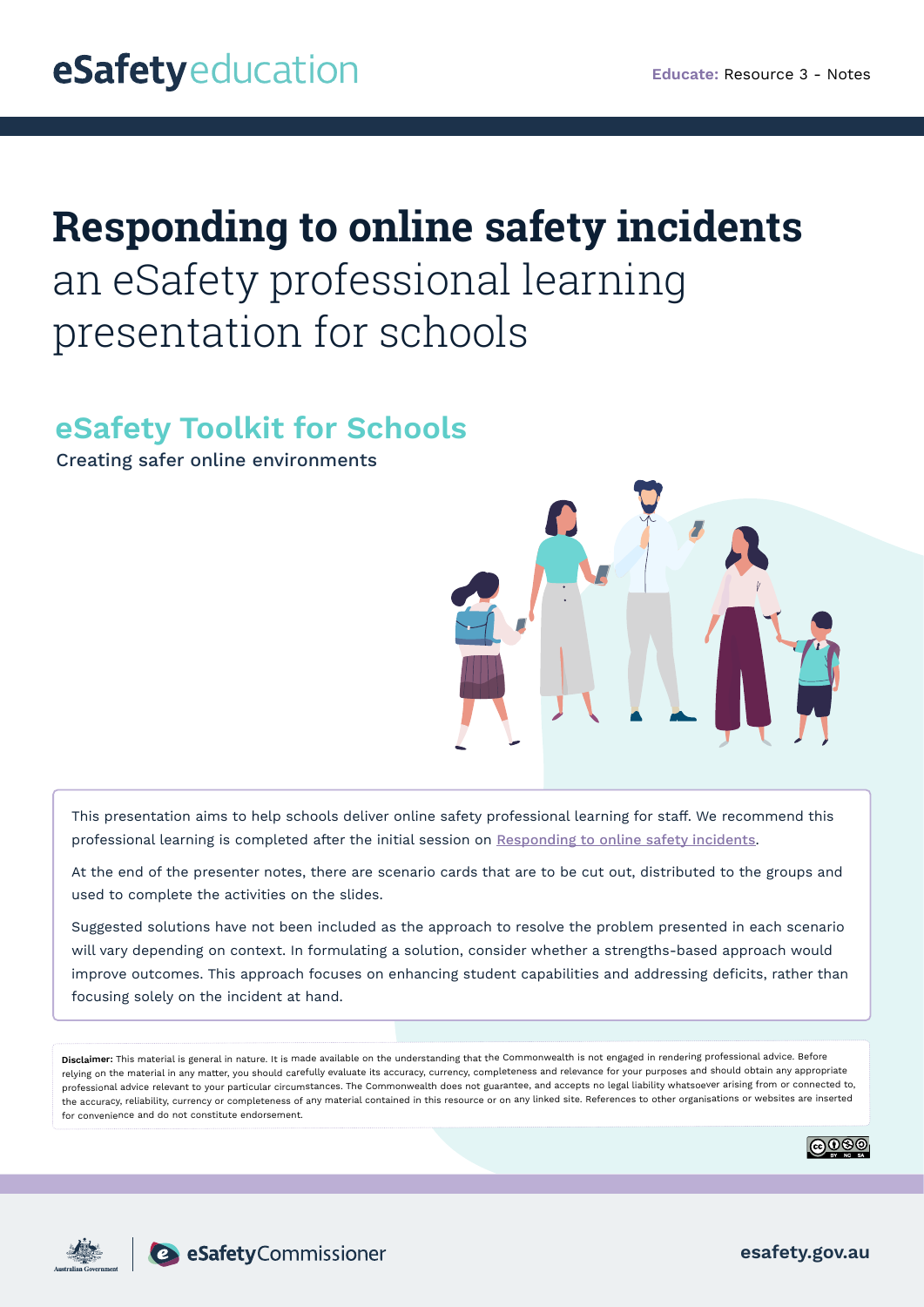eSafetyeducation

**Educate:** Resource 3 - Notes

# **Responding to online safety incidents** an eSafety professional learning presentation for schools

## eSafety Toolkit for Schools

Creating safer online environments

This presentation aims to help schools deliver online safety professional learning for staff. We recommend this professional learning is completed after the initial session on [Responding to online safety incidents](Responding to online safety incidents).

At the end of the presenter notes, there are scenario cards that are to be cut out, distributed to the groups and used to complete the activities on the slides.

Suggested solutions have not been included as the approach to resolve the problem presented in each scenario will vary depending on context. In formulating a solution, consider whether a strengths-based approach would improve outcomes. This approach focuses on enhancing student capabilities and addressing deficits, rather than focusing solely on the incident at hand.

**Disclaimer:** This material is general in nature. It is made available on the understanding that the Commonwealth is not engaged in rendering professional advice. Before relying on the material in any matter, you should carefully evaluate its accuracy, currency, completeness and relevance for your purposes and should obtain any appropriate professional advice relevant to your particular circumstances. The Commonwealth does not guarantee, and accepts no legal liability whatsoever arising from or connected to, the accuracy, reliability, currency or completeness of any material contained in this resource or on any linked site. References to other organisations or websites are inserted for convenience and do not constitute endorsement.

Australian Government | eSafetyCommissioner

esafety.gov.au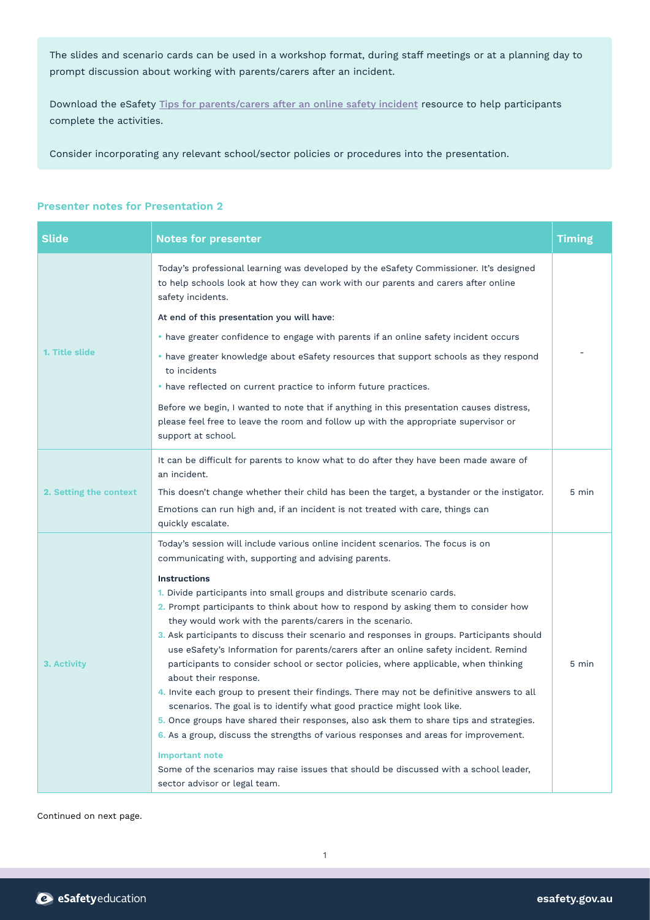The slides and scenario cards can be used in a workshop format, during staff meetings or at a planning day to prompt discussion about working with parents/carers after an incident.

Download the eSafety [Tips for parents/carers after an online safety incident] resource to help participants complete the activities.

Consider incorporating any relevant school/sector policies or procedures into the presentation.

### Presenter notes for Presentation 2

| Slide | Notes for presenter | Timing |
|---|---|---|
| **1. Title slide** | Today's professional learning was developed by the eSafety Commissioner. It's designed to help schools look at how they can work with our parents and carers after online safety incidents.<br><br>At end of this presentation you will have:<br><br>• have greater confidence to engage with parents if an online safety incident occurs<br>• have greater knowledge about eSafety resources that support schools as they respond to incidents<br>• have reflected on current practice to inform future practices.<br><br>Before we begin, I wanted to note that if anything in this presentation causes distress, please feel free to leave the room and follow up with the appropriate supervisor or support at school. | - |
| **2. Setting the context** | It can be difficult for parents to know what to do after they have been made aware of an incident.<br><br>This doesn't change whether their child has been the target, a bystander or the instigator.<br><br>Emotions can run high and, if an incident is not treated with care, things can quickly escalate. | 5 min |
| **3. Activity** | Today's session will include various online incident scenarios. The focus is on communicating with, supporting and advising parents.<br><br>**Instructions**<br>1. Divide participants into small groups and distribute scenario cards.<br>2. Prompt participants to think about how to respond by asking them to consider how they would work with the parents/carers in the scenario.<br>3. Ask participants to discuss their scenario and responses in groups. Participants should use eSafety's Information for parents/carers after an online safety incident. Remind participants to consider school or sector policies, where applicable, when thinking about their response.<br>4. Invite each group to present their findings. There may not be definitive answers to all scenarios. The goal is to identify what good practice might look like.<br>5. Once groups have shared their responses, also ask them to share tips and strategies.<br>6. As a group, discuss the strengths of various responses and areas for improvement.<br><br>**Important note**<br>Some of the scenarios may raise issues that should be discussed with a school leader, sector advisor or legal team. | 5 min |

Continued on next page.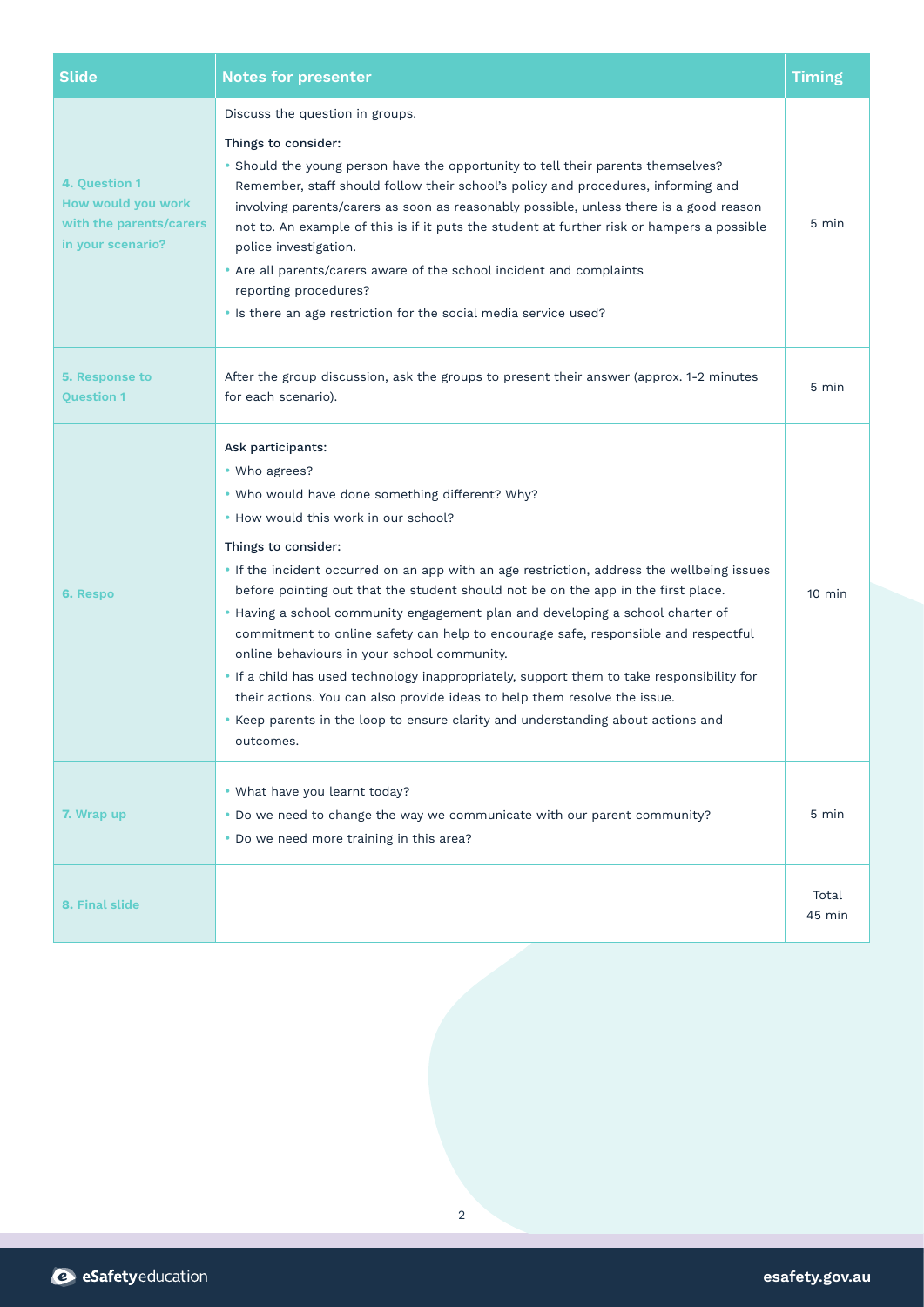| Slide | Notes for presenter | Timing |
|---|---|---|
| **4. Question 1 How would you work with the parents/carers in your scenario?** | Discuss the question in groups.<br><br>Things to consider:<br>• Should the young person have the opportunity to tell their parents themselves? Remember, staff should follow their school's policy and procedures, informing and involving parents/carers as soon as reasonably possible, unless there is a good reason not to. An example of this is if it puts the student at further risk or hampers a possible police investigation.<br>• Are all parents/carers aware of the school incident and complaints reporting procedures?<br>• Is there an age restriction for the social media service used? | 5 min |
| **5. Response to Question 1** | After the group discussion, ask the groups to present their answer (approx. 1-2 minutes for each scenario). | 5 min |
| **6. Respo** | Ask participants:<br>• Who agrees?<br>• Who would have done something different? Why?<br>• How would this work in our school?<br><br>Things to consider:<br>• If the incident occurred on an app with an age restriction, address the wellbeing issues before pointing out that the student should not be on the app in the first place.<br>• Having a school community engagement plan and developing a school charter of commitment to online safety can help to encourage safe, responsible and respectful online behaviours in your school community.<br>• If a child has used technology inappropriately, support them to take responsibility for their actions. You can also provide ideas to help them resolve the issue.<br>• Keep parents in the loop to ensure clarity and understanding about actions and outcomes. | 10 min |
| **7. Wrap up** | • What have you learnt today?<br>• Do we need to change the way we communicate with our parent community?<br>• Do we need more training in this area? | 5 min |
| **8. Final slide** | | Total 45 min |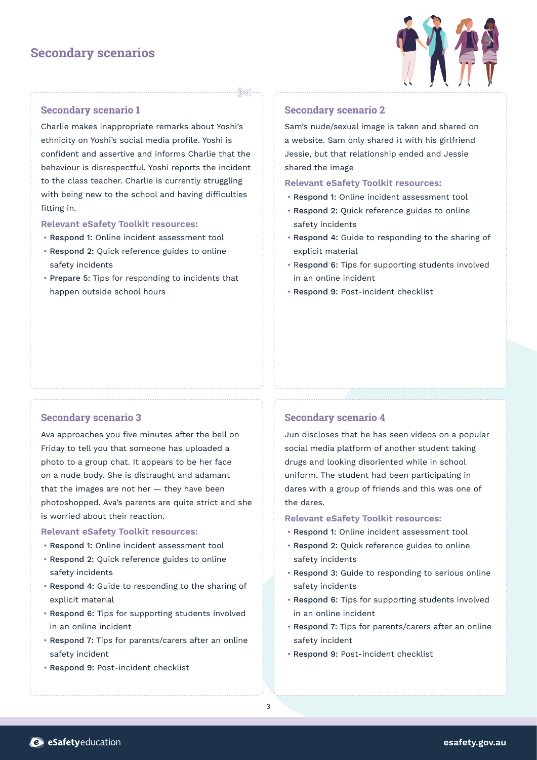# Secondary scenarios

## Secondary scenario 1

Charlie makes inappropriate remarks about Yoshi's ethnicity on Yoshi's social media profile. Yoshi is confident and assertive and informs Charlie that the behaviour is disrespectful. Yoshi reports the incident to the class teacher. Charlie is currently struggling with being new to the school and having difficulties fitting in.

**Relevant eSafety Toolkit resources:**

- **Respond 1:** Online incident assessment tool
- **Respond 2:** Quick reference guides to online safety incidents
- **Prepare 5:** Tips for responding to incidents that happen outside school hours

## Secondary scenario 2

Sam's nude/sexual image is taken and shared on a website. Sam only shared it with his girlfriend Jessie, but that relationship ended and Jessie shared the image

**Relevant eSafety Toolkit resources:**

- **Respond 1:** Online incident assessment tool
- **Respond 2:** Quick reference guides to online safety incidents
- **Respond 4:** Guide to responding to the sharing of explicit material
- **Respond 6:** Tips for supporting students involved in an online incident
- **Respond 9:** Post-incident checklist

## Secondary scenario 3

Ava approaches you five minutes after the bell on Friday to tell you that someone has uploaded a photo to a group chat. It appears to be her face on a nude body. She is distraught and adamant that the images are not her — they have been photoshopped. Ava's parents are quite strict and she is worried about their reaction.

**Relevant eSafety Toolkit resources:**

- **Respond 1:** Online incident assessment tool
- **Respond 2:** Quick reference guides to online safety incidents
- **Respond 4:** Guide to responding to the sharing of explicit material
- **Respond 6:** Tips for supporting students involved in an online incident
- **Respond 7:** Tips for parents/carers after an online safety incident
- **Respond 9:** Post-incident checklist

## Secondary scenario 4

Jun discloses that he has seen videos on a popular social media platform of another student taking drugs and looking disoriented while in school uniform. The student had been participating in dares with a group of friends and this was one of the dares.

**Relevant eSafety Toolkit resources:**

- **Respond 1:** Online incident assessment tool
- **Respond 2:** Quick reference guides to online safety incidents
- **Respond 3:** Guide to responding to serious online safety incidents
- **Respond 6:** Tips for supporting students involved in an online incident
- **Respond 7:** Tips for parents/carers after an online safety incident
- **Respond 9:** Post-incident checklist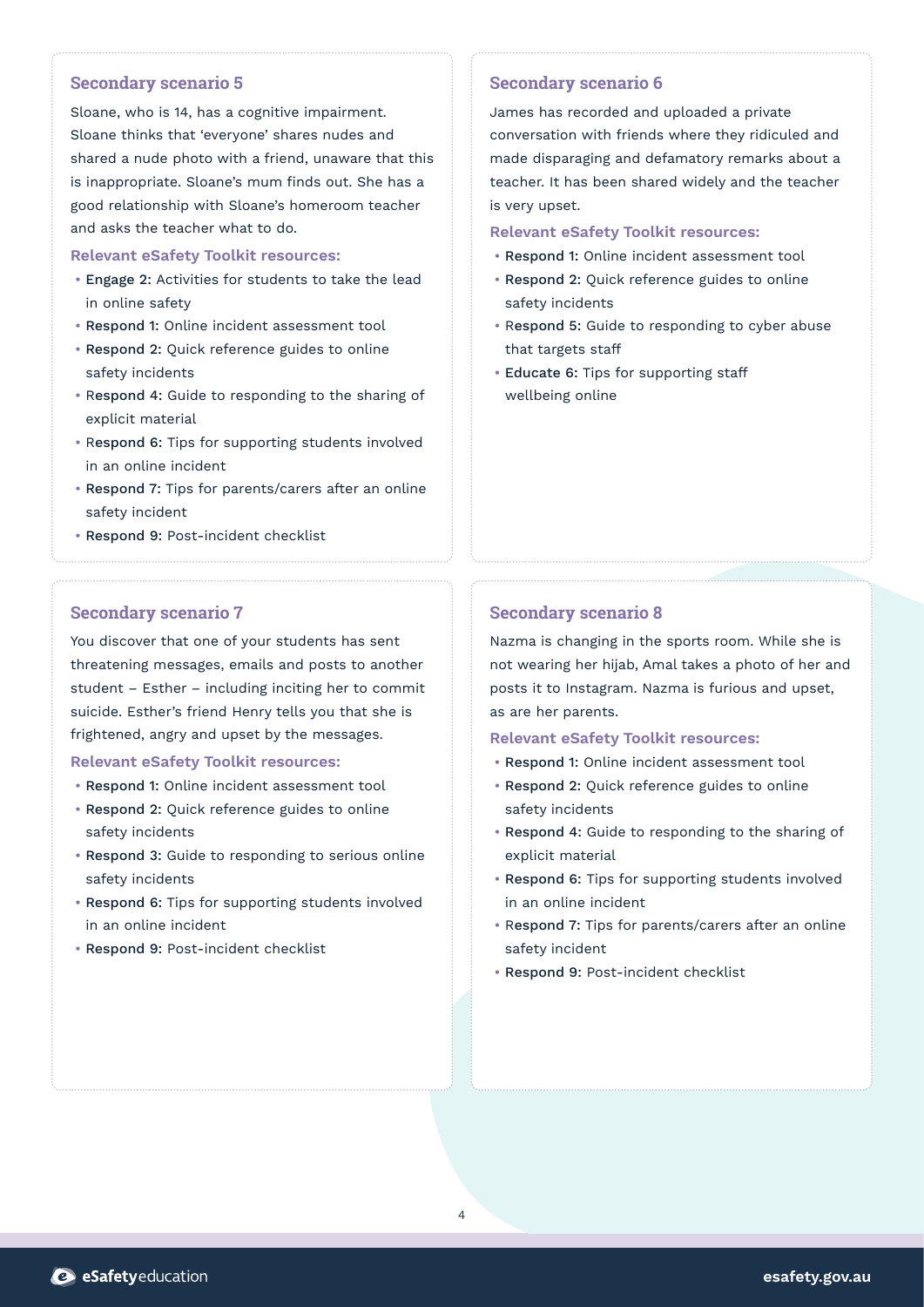### Secondary scenario 5

Sloane, who is 14, has a cognitive impairment. Sloane thinks that 'everyone' shares nudes and shared a nude photo with a friend, unaware that this is inappropriate. Sloane's mum finds out. She has a good relationship with Sloane's homeroom teacher and asks the teacher what to do.

**Relevant eSafety Toolkit resources:**

- **Engage 2:** Activities for students to take the lead in online safety
- **Respond 1:** Online incident assessment tool
- **Respond 2:** Quick reference guides to online safety incidents
- **Respond 4:** Guide to responding to the sharing of explicit material
- **Respond 6:** Tips for supporting students involved in an online incident
- **Respond 7:** Tips for parents/carers after an online safety incident
- **Respond 9:** Post-incident checklist

### Secondary scenario 6

James has recorded and uploaded a private conversation with friends where they ridiculed and made disparaging and defamatory remarks about a teacher. It has been shared widely and the teacher is very upset.

**Relevant eSafety Toolkit resources:**

- **Respond 1:** Online incident assessment tool
- **Respond 2:** Quick reference guides to online safety incidents
- **Respond 5:** Guide to responding to cyber abuse that targets staff
- **Educate 6:** Tips for supporting staff wellbeing online

### Secondary scenario 7

You discover that one of your students has sent threatening messages, emails and posts to another student – Esther – including inciting her to commit suicide. Esther's friend Henry tells you that she is frightened, angry and upset by the messages.

**Relevant eSafety Toolkit resources:**

- **Respond 1:** Online incident assessment tool
- **Respond 2:** Quick reference guides to online safety incidents
- **Respond 3:** Guide to responding to serious online safety incidents
- **Respond 6:** Tips for supporting students involved in an online incident
- **Respond 9:** Post-incident checklist

### Secondary scenario 8

Nazma is changing in the sports room. While she is not wearing her hijab, Amal takes a photo of her and posts it to Instagram. Nazma is furious and upset, as are her parents.

**Relevant eSafety Toolkit resources:**

- **Respond 1:** Online incident assessment tool
- **Respond 2:** Quick reference guides to online safety incidents
- **Respond 4:** Guide to responding to the sharing of explicit material
- **Respond 6:** Tips for supporting students involved in an online incident
- **Respond 7:** Tips for parents/carers after an online safety incident
- **Respond 9:** Post-incident checklist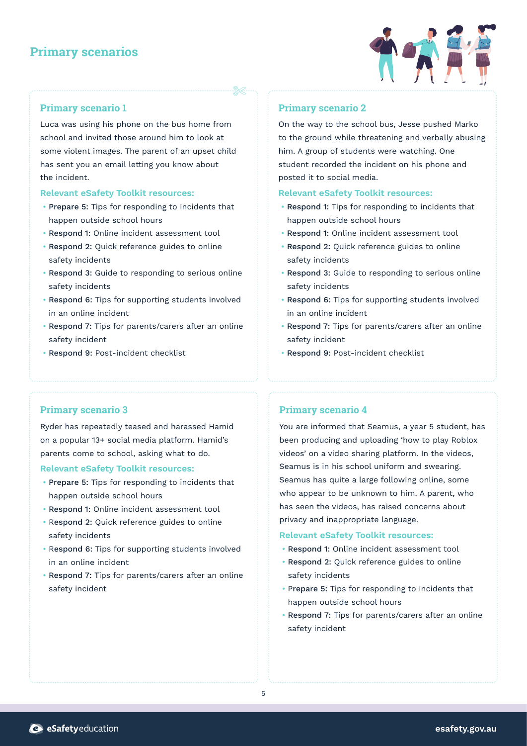# Primary scenarios

## Primary scenario 1

Luca was using his phone on the bus home from school and invited those around him to look at some violent images. The parent of an upset child has sent you an email letting you know about the incident.

### Relevant eSafety Toolkit resources:

- **Prepare 5:** Tips for responding to incidents that happen outside school hours
- **Respond 1:** Online incident assessment tool
- **Respond 2:** Quick reference guides to online safety incidents
- **Respond 3:** Guide to responding to serious online safety incidents
- **Respond 6:** Tips for supporting students involved in an online incident
- **Respond 7:** Tips for parents/carers after an online safety incident
- **Respond 9:** Post-incident checklist

## Primary scenario 2

On the way to the school bus, Jesse pushed Marko to the ground while threatening and verbally abusing him. A group of students were watching. One student recorded the incident on his phone and posted it to social media.

### Relevant eSafety Toolkit resources:

- **Respond 1:** Tips for responding to incidents that happen outside school hours
- **Respond 1:** Online incident assessment tool
- **Respond 2:** Quick reference guides to online safety incidents
- **Respond 3:** Guide to responding to serious online safety incidents
- **Respond 6:** Tips for supporting students involved in an online incident
- **Respond 7:** Tips for parents/carers after an online safety incident
- **Respond 9:** Post-incident checklist

## Primary scenario 3

Ryder has repeatedly teased and harassed Hamid on a popular 13+ social media platform. Hamid's parents come to school, asking what to do.

### Relevant eSafety Toolkit resources:

- **Prepare 5:** Tips for responding to incidents that happen outside school hours
- **Respond 1:** Online incident assessment tool
- **Respond 2:** Quick reference guides to online safety incidents
- **Respond 6:** Tips for supporting students involved in an online incident
- **Respond 7:** Tips for parents/carers after an online safety incident

## Primary scenario 4

You are informed that Seamus, a year 5 student, has been producing and uploading 'how to play Roblox videos' on a video sharing platform. In the videos, Seamus is in his school uniform and swearing. Seamus has quite a large following online, some who appear to be unknown to him. A parent, who has seen the videos, has raised concerns about privacy and inappropriate language.

### Relevant eSafety Toolkit resources:

- **Respond 1:** Online incident assessment tool
- **Respond 2:** Quick reference guides to online safety incidents
- **Prepare 5:** Tips for responding to incidents that happen outside school hours
- **Respond 7:** Tips for parents/carers after an online safety incident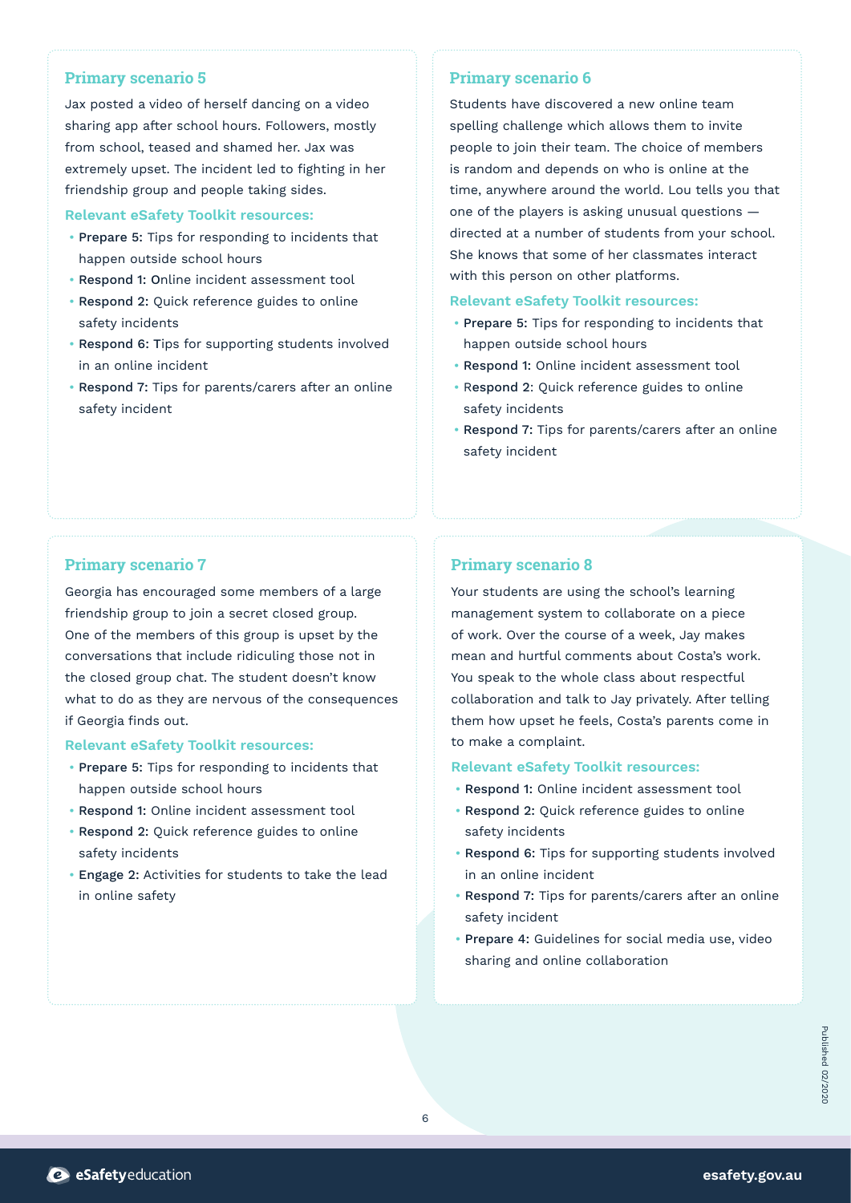## Primary scenario 5

Jax posted a video of herself dancing on a video sharing app after school hours. Followers, mostly from school, teased and shamed her. Jax was extremely upset. The incident led to fighting in her friendship group and people taking sides.

**Relevant eSafety Toolkit resources:**

- **Prepare 5:** Tips for responding to incidents that happen outside school hours
- **Respond 1:** Online incident assessment tool
- **Respond 2:** Quick reference guides to online safety incidents
- **Respond 6:** Tips for supporting students involved in an online incident
- **Respond 7:** Tips for parents/carers after an online safety incident

## Primary scenario 6

Students have discovered a new online team spelling challenge which allows them to invite people to join their team. The choice of members is random and depends on who is online at the time, anywhere around the world. Lou tells you that one of the players is asking unusual questions — directed at a number of students from your school. She knows that some of her classmates interact with this person on other platforms.

**Relevant eSafety Toolkit resources:**

- **Prepare 5:** Tips for responding to incidents that happen outside school hours
- **Respond 1:** Online incident assessment tool
- **Respond 2:** Quick reference guides to online safety incidents
- **Respond 7:** Tips for parents/carers after an online safety incident

## Primary scenario 7

Georgia has encouraged some members of a large friendship group to join a secret closed group. One of the members of this group is upset by the conversations that include ridiculing those not in the closed group chat. The student doesn't know what to do as they are nervous of the consequences if Georgia finds out.

**Relevant eSafety Toolkit resources:**

- **Prepare 5:** Tips for responding to incidents that happen outside school hours
- **Respond 1:** Online incident assessment tool
- **Respond 2:** Quick reference guides to online safety incidents
- **Engage 2:** Activities for students to take the lead in online safety

## Primary scenario 8

Your students are using the school's learning management system to collaborate on a piece of work. Over the course of a week, Jay makes mean and hurtful comments about Costa's work. You speak to the whole class about respectful collaboration and talk to Jay privately. After telling them how upset he feels, Costa's parents come in to make a complaint.

**Relevant eSafety Toolkit resources:**

- **Respond 1:** Online incident assessment tool
- **Respond 2:** Quick reference guides to online safety incidents
- **Respond 6:** Tips for supporting students involved in an online incident
- **Respond 7:** Tips for parents/carers after an online safety incident
- **Prepare 4:** Guidelines for social media use, video sharing and online collaboration

Published 02/2020